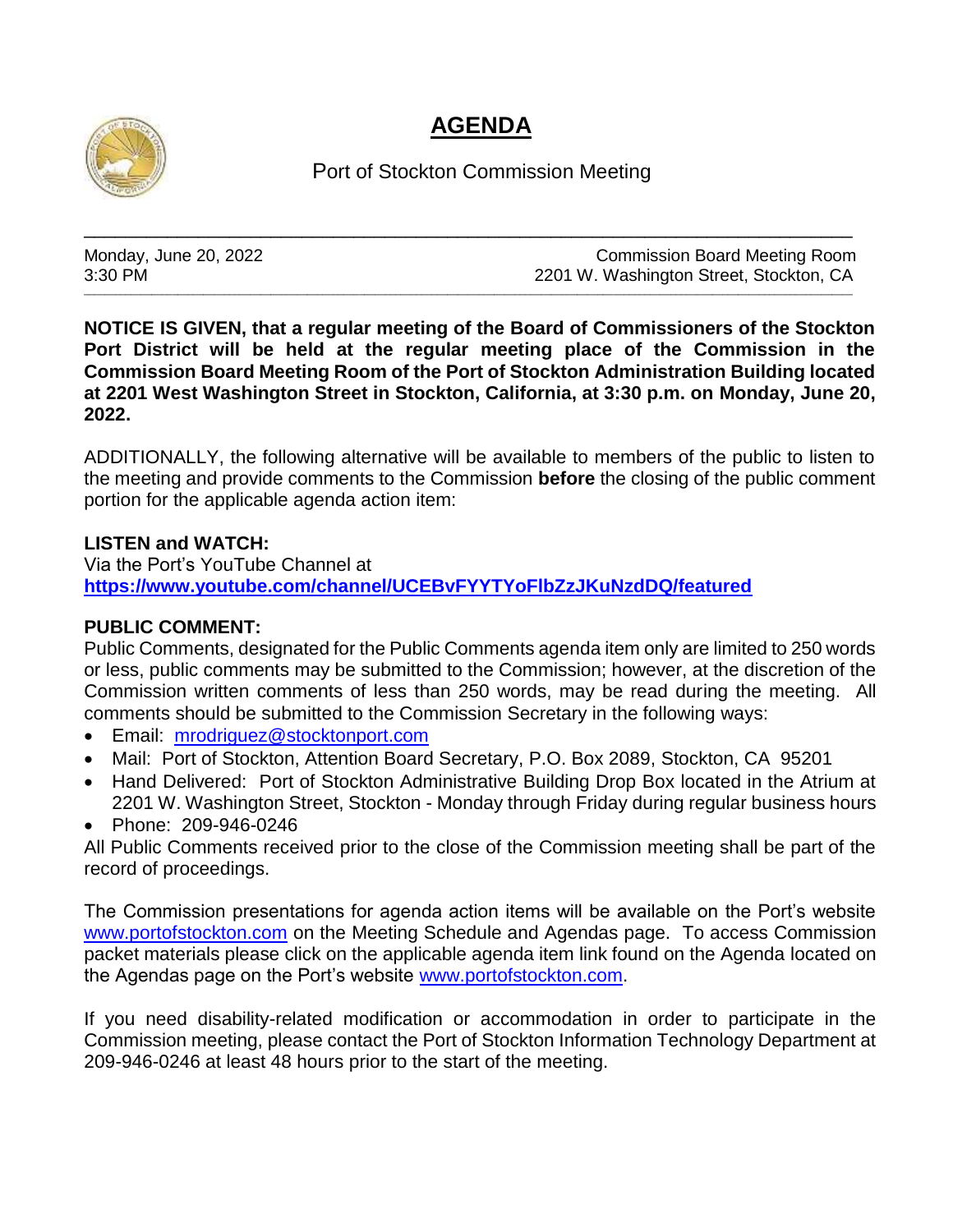# AGENDA

Port of Stockton Commission Meeting

---

Monday, June 20, 2022
3:30 PM

Commission Board Meeting Room
2201 W. Washington Street, Stockton, CA

---

**NOTICE IS GIVEN, that a regular meeting of the Board of Commissioners of the Stockton Port District will be held at the regular meeting place of the Commission in the Commission Board Meeting Room of the Port of Stockton Administration Building located at 2201 West Washington Street in Stockton, California, at 3:30 p.m. on Monday, June 20, 2022.**

ADDITIONALLY, the following alternative will be available to members of the public to listen to the meeting and provide comments to the Commission **before** the closing of the public comment portion for the applicable agenda action item:

**LISTEN and WATCH:**
Via the Port's YouTube Channel at
**https://www.youtube.com/channel/UCEBvFYYTYoFlbZzJKuNzdDQ/featured**

**PUBLIC COMMENT:**
Public Comments, designated for the Public Comments agenda item only are limited to 250 words or less, public comments may be submitted to the Commission; however, at the discretion of the Commission written comments of less than 250 words, may be read during the meeting. All comments should be submitted to the Commission Secretary in the following ways:

- Email: mrodriguez@stocktonport.com
- Mail: Port of Stockton, Attention Board Secretary, P.O. Box 2089, Stockton, CA 95201
- Hand Delivered: Port of Stockton Administrative Building Drop Box located in the Atrium at 2201 W. Washington Street, Stockton - Monday through Friday during regular business hours
- Phone: 209-946-0246

All Public Comments received prior to the close of the Commission meeting shall be part of the record of proceedings.

The Commission presentations for agenda action items will be available on the Port's website www.portofstockton.com on the Meeting Schedule and Agendas page. To access Commission packet materials please click on the applicable agenda item link found on the Agenda located on the Agendas page on the Port's website www.portofstockton.com.

If you need disability-related modification or accommodation in order to participate in the Commission meeting, please contact the Port of Stockton Information Technology Department at 209-946-0246 at least 48 hours prior to the start of the meeting.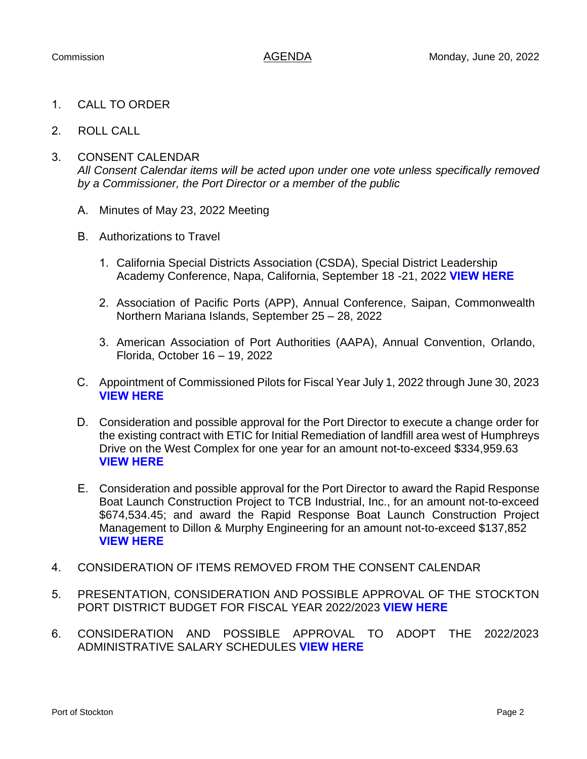1. CALL TO ORDER

2. ROLL CALL

3. CONSENT CALENDAR
   *All Consent Calendar items will be acted upon under one vote unless specifically removed by a Commissioner, the Port Director or a member of the public*

   A. Minutes of May 23, 2022 Meeting

   B. Authorizations to Travel

      1. California Special Districts Association (CSDA), Special District Leadership Academy Conference, Napa, California, September 18 -21, 2022 **VIEW HERE**

      2. Association of Pacific Ports (APP), Annual Conference, Saipan, Commonwealth Northern Mariana Islands, September 25 – 28, 2022

      3. American Association of Port Authorities (AAPA), Annual Convention, Orlando, Florida, October 16 – 19, 2022

   C. Appointment of Commissioned Pilots for Fiscal Year July 1, 2022 through June 30, 2023 **VIEW HERE**

   D. Consideration and possible approval for the Port Director to execute a change order for the existing contract with ETIC for Initial Remediation of landfill area west of Humphreys Drive on the West Complex for one year for an amount not-to-exceed $334,959.63 **VIEW HERE**

   E. Consideration and possible approval for the Port Director to award the Rapid Response Boat Launch Construction Project to TCB Industrial, Inc., for an amount not-to-exceed $674,534.45; and award the Rapid Response Boat Launch Construction Project Management to Dillon & Murphy Engineering for an amount not-to-exceed $137,852 **VIEW HERE**

4. CONSIDERATION OF ITEMS REMOVED FROM THE CONSENT CALENDAR

5. PRESENTATION, CONSIDERATION AND POSSIBLE APPROVAL OF THE STOCKTON PORT DISTRICT BUDGET FOR FISCAL YEAR 2022/2023 **VIEW HERE**

6. CONSIDERATION AND POSSIBLE APPROVAL TO ADOPT THE 2022/2023 ADMINISTRATIVE SALARY SCHEDULES **VIEW HERE**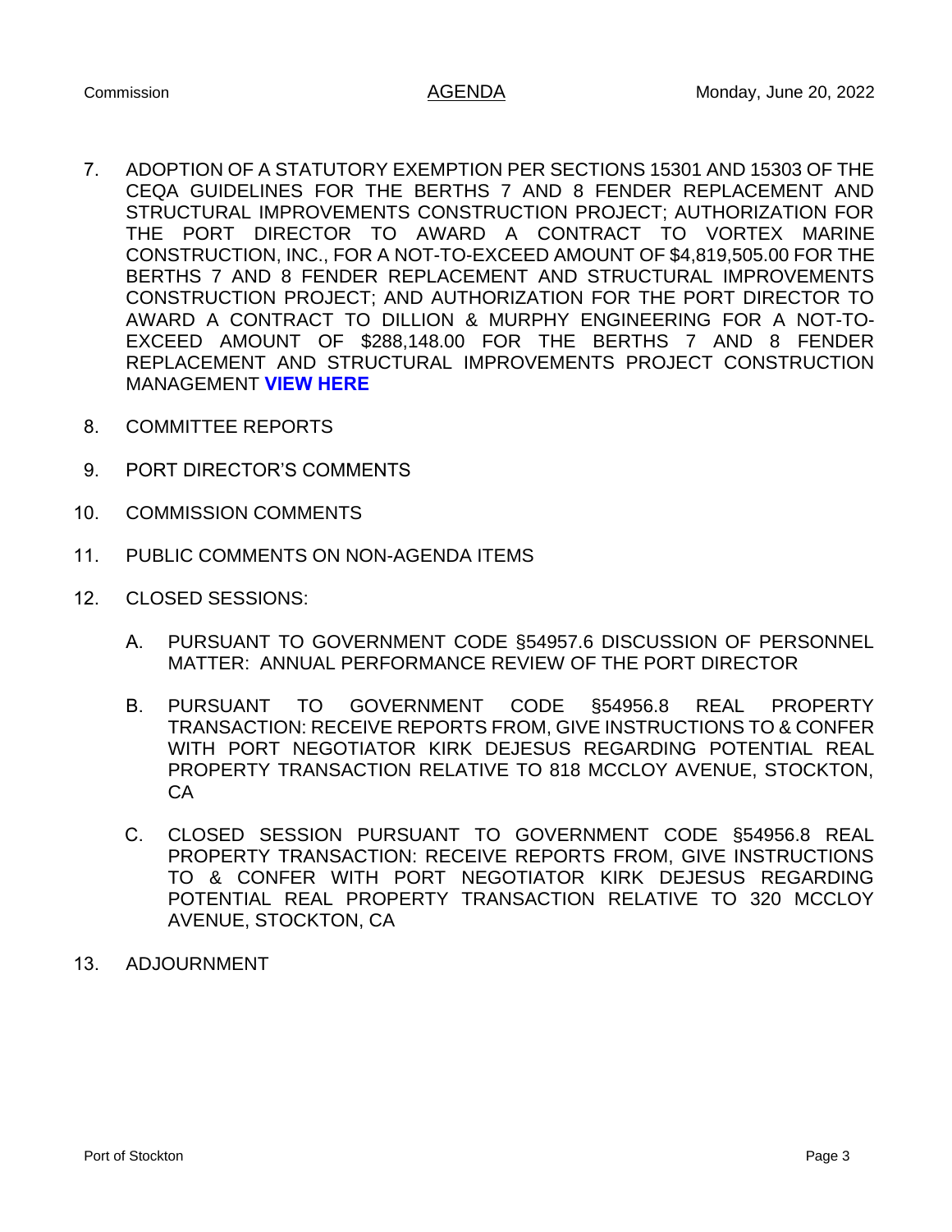7. ADOPTION OF A STATUTORY EXEMPTION PER SECTIONS 15301 AND 15303 OF THE CEQA GUIDELINES FOR THE BERTHS 7 AND 8 FENDER REPLACEMENT AND STRUCTURAL IMPROVEMENTS CONSTRUCTION PROJECT; AUTHORIZATION FOR THE PORT DIRECTOR TO AWARD A CONTRACT TO VORTEX MARINE CONSTRUCTION, INC., FOR A NOT-TO-EXCEED AMOUNT OF $4,819,505.00 FOR THE BERTHS 7 AND 8 FENDER REPLACEMENT AND STRUCTURAL IMPROVEMENTS CONSTRUCTION PROJECT; AND AUTHORIZATION FOR THE PORT DIRECTOR TO AWARD A CONTRACT TO DILLION & MURPHY ENGINEERING FOR A NOT-TO-EXCEED AMOUNT OF $288,148.00 FOR THE BERTHS 7 AND 8 FENDER REPLACEMENT AND STRUCTURAL IMPROVEMENTS PROJECT CONSTRUCTION MANAGEMENT **VIEW HERE**

8. COMMITTEE REPORTS

9. PORT DIRECTOR'S COMMENTS

10. COMMISSION COMMENTS

11. PUBLIC COMMENTS ON NON-AGENDA ITEMS

12. CLOSED SESSIONS:

    A. PURSUANT TO GOVERNMENT CODE §54957.6 DISCUSSION OF PERSONNEL MATTER: ANNUAL PERFORMANCE REVIEW OF THE PORT DIRECTOR

    B. PURSUANT TO GOVERNMENT CODE §54956.8 REAL PROPERTY TRANSACTION: RECEIVE REPORTS FROM, GIVE INSTRUCTIONS TO & CONFER WITH PORT NEGOTIATOR KIRK DEJESUS REGARDING POTENTIAL REAL PROPERTY TRANSACTION RELATIVE TO 818 MCCLOY AVENUE, STOCKTON, CA

    C. CLOSED SESSION PURSUANT TO GOVERNMENT CODE §54956.8 REAL PROPERTY TRANSACTION: RECEIVE REPORTS FROM, GIVE INSTRUCTIONS TO & CONFER WITH PORT NEGOTIATOR KIRK DEJESUS REGARDING POTENTIAL REAL PROPERTY TRANSACTION RELATIVE TO 320 MCCLOY AVENUE, STOCKTON, CA

13. ADJOURNMENT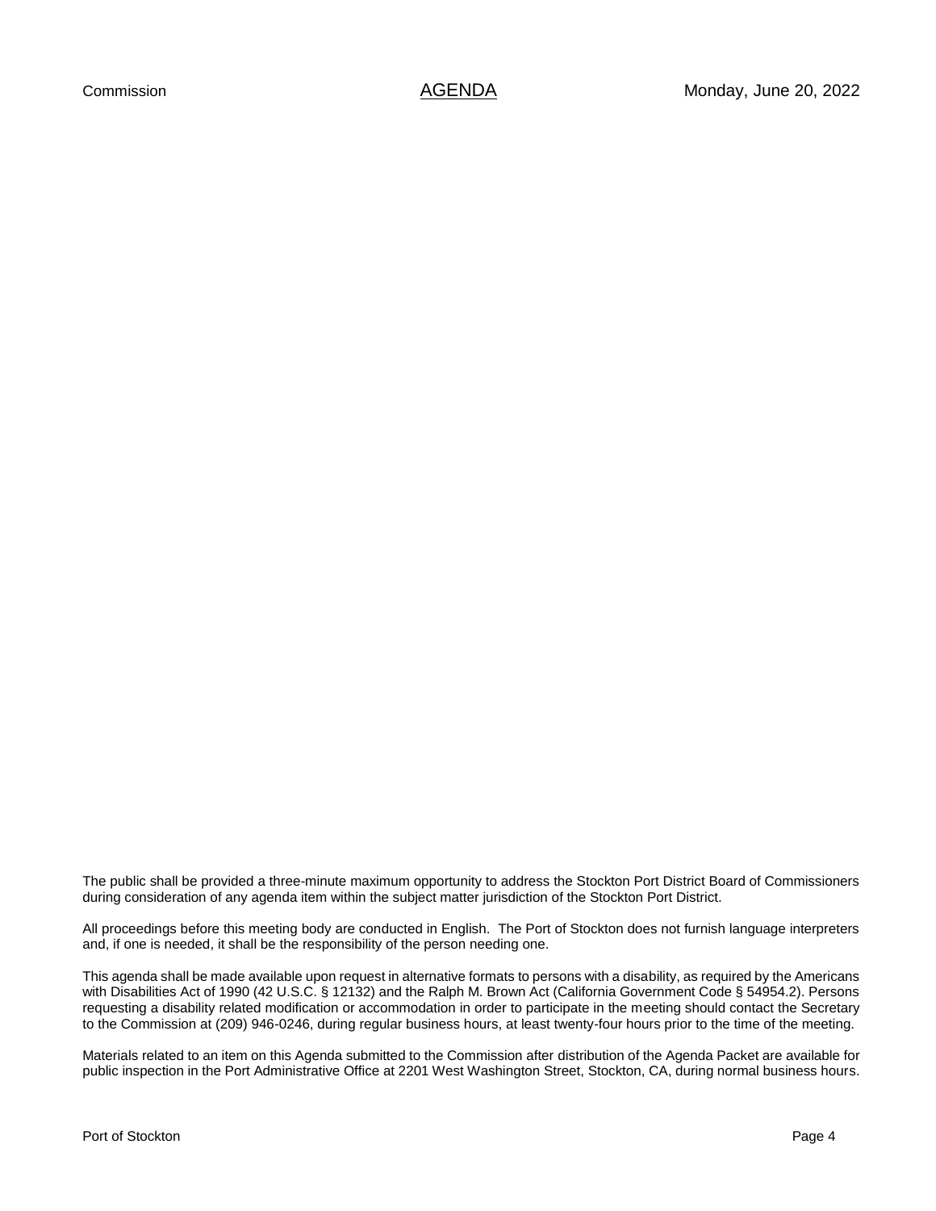The public shall be provided a three-minute maximum opportunity to address the Stockton Port District Board of Commissioners during consideration of any agenda item within the subject matter jurisdiction of the Stockton Port District.

All proceedings before this meeting body are conducted in English. The Port of Stockton does not furnish language interpreters and, if one is needed, it shall be the responsibility of the person needing one.

This agenda shall be made available upon request in alternative formats to persons with a disability, as required by the Americans with Disabilities Act of 1990 (42 U.S.C. § 12132) and the Ralph M. Brown Act (California Government Code § 54954.2). Persons requesting a disability related modification or accommodation in order to participate in the meeting should contact the Secretary to the Commission at (209) 946-0246, during regular business hours, at least twenty-four hours prior to the time of the meeting.

Materials related to an item on this Agenda submitted to the Commission after distribution of the Agenda Packet are available for public inspection in the Port Administrative Office at 2201 West Washington Street, Stockton, CA, during normal business hours.